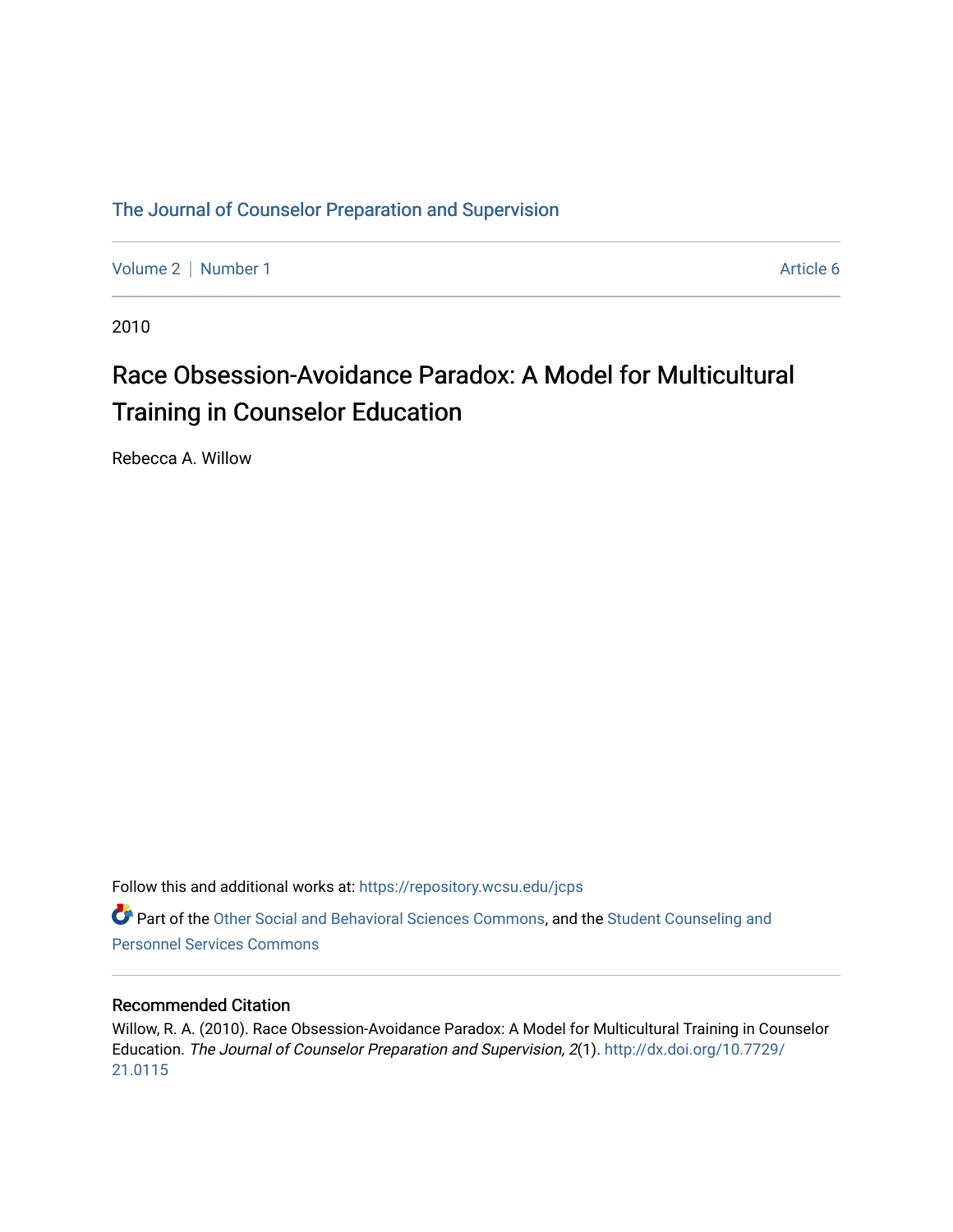The Journal of Counselor Preparation and Supervision

Volume 2 | Number 1 | Article 6

2010

# Race Obsession-Avoidance Paradox: A Model for Multicultural Training in Counselor Education

Rebecca A. Willow

Follow this and additional works at: https://repository.wcsu.edu/jcps

Part of the Other Social and Behavioral Sciences Commons, and the Student Counseling and Personnel Services Commons

## Recommended Citation

Willow, R. A. (2010). Race Obsession-Avoidance Paradox: A Model for Multicultural Training in Counselor Education. *The Journal of Counselor Preparation and Supervision, 2*(1). http://dx.doi.org/10.7729/21.0115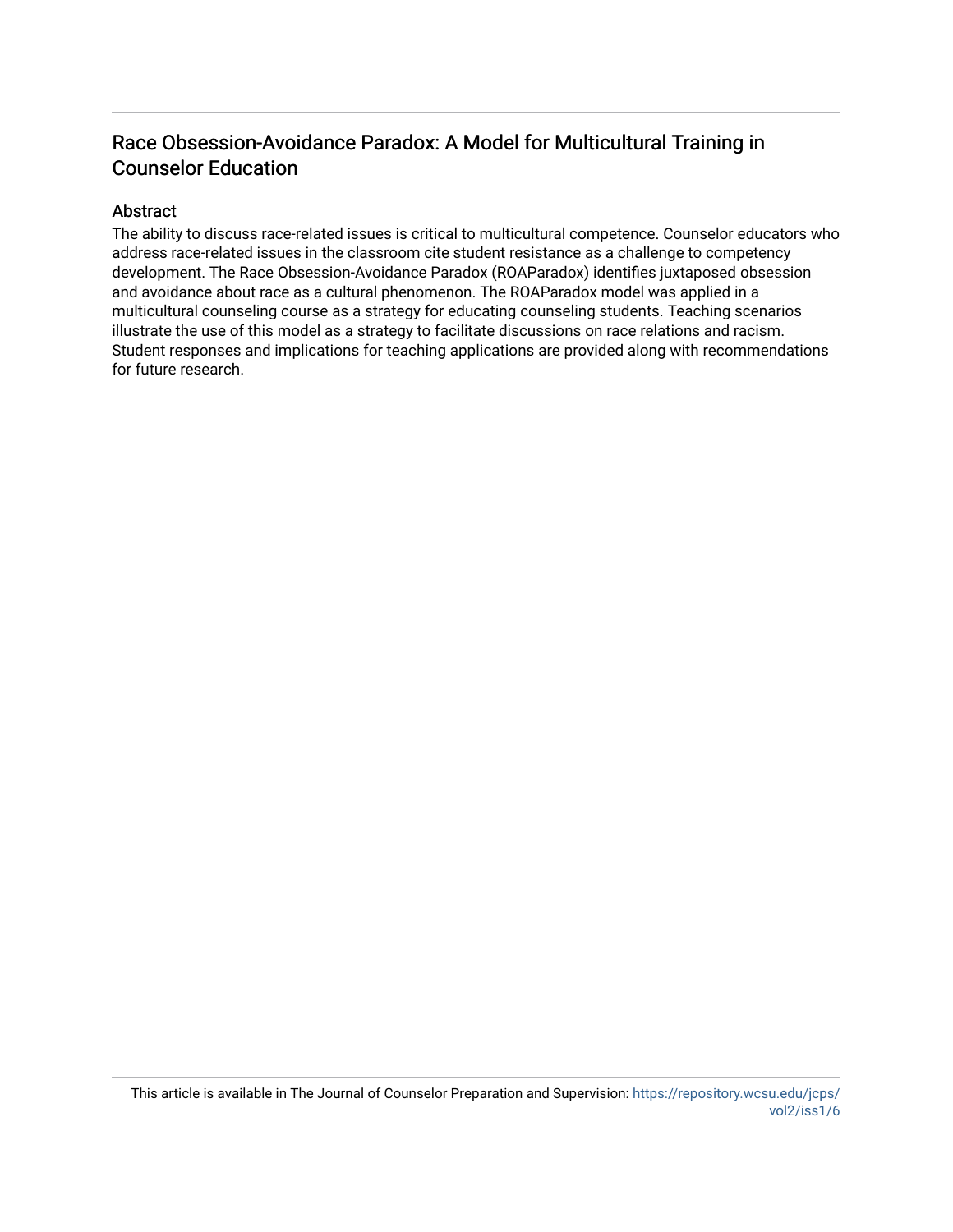# Race Obsession-Avoidance Paradox: A Model for Multicultural Training in Counselor Education

## Abstract

The ability to discuss race-related issues is critical to multicultural competence. Counselor educators who address race-related issues in the classroom cite student resistance as a challenge to competency development. The Race Obsession-Avoidance Paradox (ROAParadox) identifies juxtaposed obsession and avoidance about race as a cultural phenomenon. The ROAParadox model was applied in a multicultural counseling course as a strategy for educating counseling students. Teaching scenarios illustrate the use of this model as a strategy to facilitate discussions on race relations and racism. Student responses and implications for teaching applications are provided along with recommendations for future research.

This article is available in The Journal of Counselor Preparation and Supervision: https://repository.wcsu.edu/jcps/vol2/iss1/6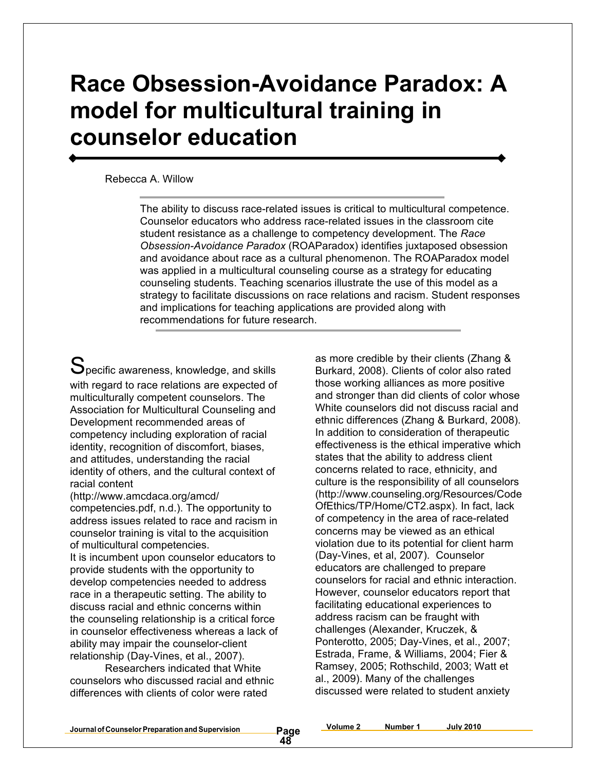# Race Obsession-Avoidance Paradox: A model for multicultural training in counselor education

Rebecca A. Willow

The ability to discuss race-related issues is critical to multicultural competence. Counselor educators who address race-related issues in the classroom cite student resistance as a challenge to competency development. The *Race Obsession-Avoidance Paradox* (ROAParadox) identifies juxtaposed obsession and avoidance about race as a cultural phenomenon. The ROAParadox model was applied in a multicultural counseling course as a strategy for educating counseling students. Teaching scenarios illustrate the use of this model as a strategy to facilitate discussions on race relations and racism. Student responses and implications for teaching applications are provided along with recommendations for future research.

Specific awareness, knowledge, and skills with regard to race relations are expected of multiculturally competent counselors. The Association for Multicultural Counseling and Development recommended areas of competency including exploration of racial identity, recognition of discomfort, biases, and attitudes, understanding the racial identity of others, and the cultural context of racial content (http://www.amcdaca.org/amcd/competencies.pdf, n.d.). The opportunity to address issues related to race and racism in counselor training is vital to the acquisition of multicultural competencies.

It is incumbent upon counselor educators to provide students with the opportunity to develop competencies needed to address race in a therapeutic setting. The ability to discuss racial and ethnic concerns within the counseling relationship is a critical force in counselor effectiveness whereas a lack of ability may impair the counselor-client relationship (Day-Vines, et al., 2007).

Researchers indicated that White counselors who discussed racial and ethnic differences with clients of color were rated as more credible by their clients (Zhang & Burkard, 2008). Clients of color also rated those working alliances as more positive and stronger than did clients of color whose White counselors did not discuss racial and ethnic differences (Zhang & Burkard, 2008). In addition to consideration of therapeutic effectiveness is the ethical imperative which states that the ability to address client concerns related to race, ethnicity, and culture is the responsibility of all counselors (http://www.counseling.org/Resources/CodeOfEthics/TP/Home/CT2.aspx). In fact, lack of competency in the area of race-related concerns may be viewed as an ethical violation due to its potential for client harm (Day-Vines, et al, 2007). Counselor educators are challenged to prepare counselors for racial and ethnic interaction. However, counselor educators report that facilitating educational experiences to address racism can be fraught with challenges (Alexander, Kruczek, & Ponterotto, 2005; Day-Vines, et al., 2007; Estrada, Frame, & Williams, 2004; Fier & Ramsey, 2005; Rothschild, 2003; Watt et al., 2009). Many of the challenges discussed were related to student anxiety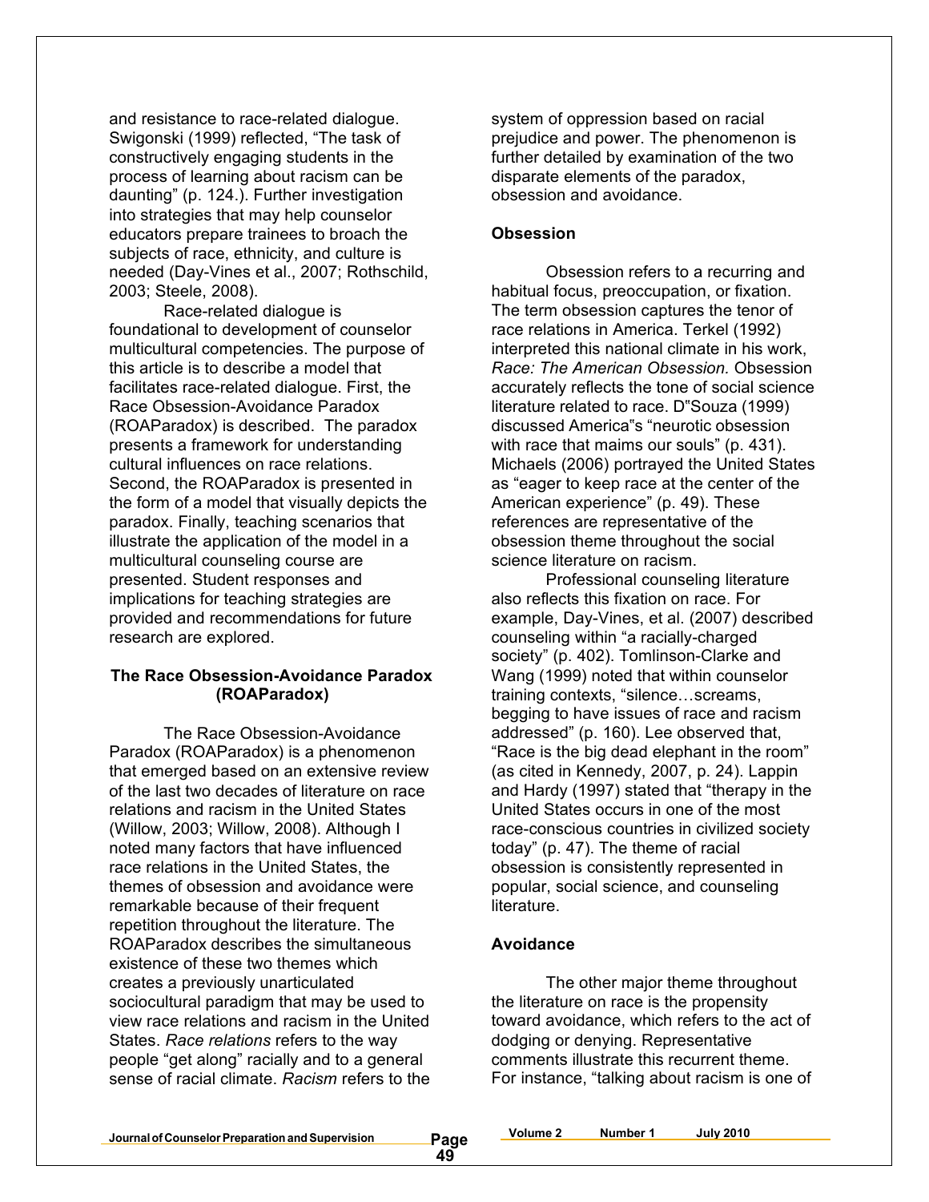and resistance to race-related dialogue. Swigonski (1999) reflected, "The task of constructively engaging students in the process of learning about racism can be daunting" (p. 124.). Further investigation into strategies that may help counselor educators prepare trainees to broach the subjects of race, ethnicity, and culture is needed (Day-Vines et al., 2007; Rothschild, 2003; Steele, 2008).

Race-related dialogue is foundational to development of counselor multicultural competencies. The purpose of this article is to describe a model that facilitates race-related dialogue. First, the Race Obsession-Avoidance Paradox (ROAParadox) is described. The paradox presents a framework for understanding cultural influences on race relations. Second, the ROAParadox is presented in the form of a model that visually depicts the paradox. Finally, teaching scenarios that illustrate the application of the model in a multicultural counseling course are presented. Student responses and implications for teaching strategies are provided and recommendations for future research are explored.

## The Race Obsession-Avoidance Paradox (ROAParadox)

The Race Obsession-Avoidance Paradox (ROAParadox) is a phenomenon that emerged based on an extensive review of the last two decades of literature on race relations and racism in the United States (Willow, 2003; Willow, 2008). Although I noted many factors that have influenced race relations in the United States, the themes of obsession and avoidance were remarkable because of their frequent repetition throughout the literature. The ROAParadox describes the simultaneous existence of these two themes which creates a previously unarticulated sociocultural paradigm that may be used to view race relations and racism in the United States. *Race relations* refers to the way people "get along" racially and to a general sense of racial climate. *Racism* refers to the system of oppression based on racial prejudice and power. The phenomenon is further detailed by examination of the two disparate elements of the paradox, obsession and avoidance.

### Obsession

Obsession refers to a recurring and habitual focus, preoccupation, or fixation. The term obsession captures the tenor of race relations in America. Terkel (1992) interpreted this national climate in his work, *Race: The American Obsession.* Obsession accurately reflects the tone of social science literature related to race. D"Souza (1999) discussed America"s "neurotic obsession with race that maims our souls" (p. 431). Michaels (2006) portrayed the United States as "eager to keep race at the center of the American experience" (p. 49). These references are representative of the obsession theme throughout the social science literature on racism.

Professional counseling literature also reflects this fixation on race. For example, Day-Vines, et al. (2007) described counseling within "a racially-charged society" (p. 402). Tomlinson-Clarke and Wang (1999) noted that within counselor training contexts, "silence…screams, begging to have issues of race and racism addressed" (p. 160). Lee observed that, "Race is the big dead elephant in the room" (as cited in Kennedy, 2007, p. 24). Lappin and Hardy (1997) stated that "therapy in the United States occurs in one of the most race-conscious countries in civilized society today" (p. 47). The theme of racial obsession is consistently represented in popular, social science, and counseling literature.

### Avoidance

The other major theme throughout the literature on race is the propensity toward avoidance, which refers to the act of dodging or denying. Representative comments illustrate this recurrent theme. For instance, "talking about racism is one of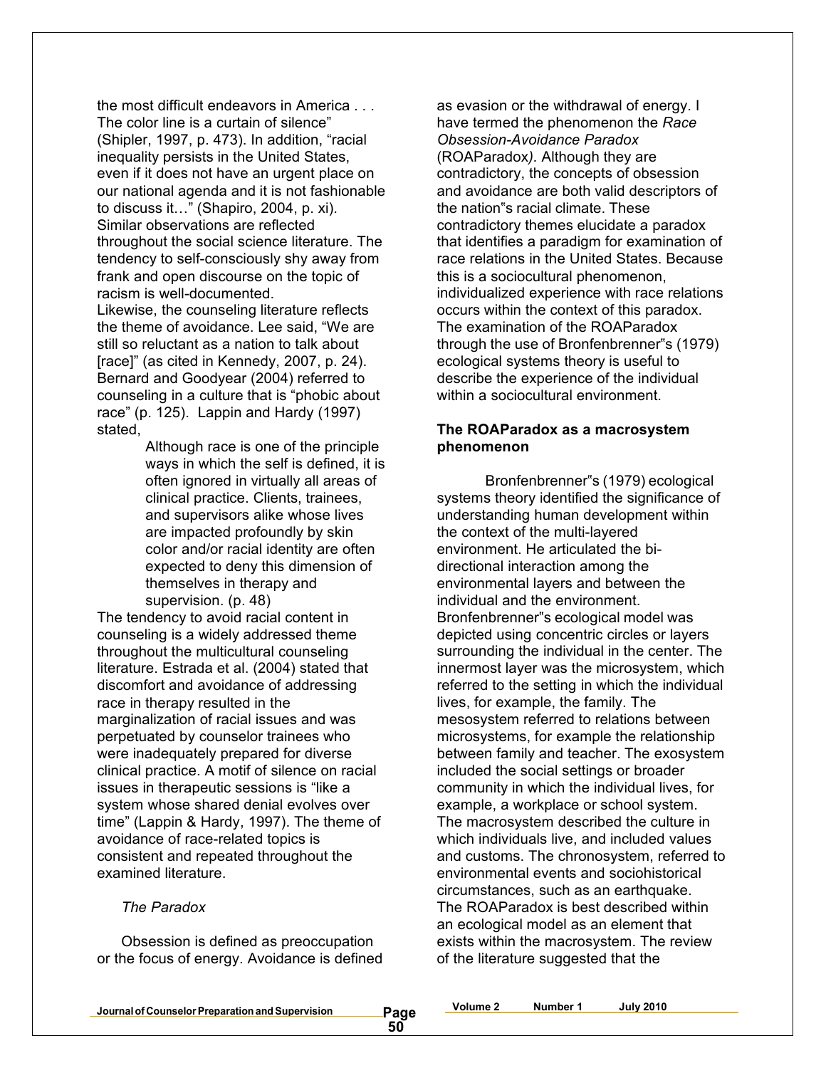the most difficult endeavors in America . . . The color line is a curtain of silence" (Shipler, 1997, p. 473). In addition, "racial inequality persists in the United States, even if it does not have an urgent place on our national agenda and it is not fashionable to discuss it…" (Shapiro, 2004, p. xi). Similar observations are reflected throughout the social science literature. The tendency to self-consciously shy away from frank and open discourse on the topic of racism is well-documented.

Likewise, the counseling literature reflects the theme of avoidance. Lee said, "We are still so reluctant as a nation to talk about [race]" (as cited in Kennedy, 2007, p. 24). Bernard and Goodyear (2004) referred to counseling in a culture that is "phobic about race" (p. 125). Lappin and Hardy (1997) stated,

> Although race is one of the principle ways in which the self is defined, it is often ignored in virtually all areas of clinical practice. Clients, trainees, and supervisors alike whose lives are impacted profoundly by skin color and/or racial identity are often expected to deny this dimension of themselves in therapy and supervision. (p. 48)

The tendency to avoid racial content in counseling is a widely addressed theme throughout the multicultural counseling literature. Estrada et al. (2004) stated that discomfort and avoidance of addressing race in therapy resulted in the marginalization of racial issues and was perpetuated by counselor trainees who were inadequately prepared for diverse clinical practice. A motif of silence on racial issues in therapeutic sessions is "like a system whose shared denial evolves over time" (Lappin & Hardy, 1997). The theme of avoidance of race-related topics is consistent and repeated throughout the examined literature.

### *The Paradox*

Obsession is defined as preoccupation or the focus of energy. Avoidance is defined as evasion or the withdrawal of energy. I have termed the phenomenon the *Race Obsession-Avoidance Paradox* (ROAParadox*).* Although they are contradictory, the concepts of obsession and avoidance are both valid descriptors of the nation"s racial climate. These contradictory themes elucidate a paradox that identifies a paradigm for examination of race relations in the United States. Because this is a sociocultural phenomenon, individualized experience with race relations occurs within the context of this paradox. The examination of the ROAParadox through the use of Bronfenbrenner"s (1979) ecological systems theory is useful to describe the experience of the individual within a sociocultural environment.

## **The ROAParadox as a macrosystem phenomenon**

Bronfenbrenner"s (1979) ecological systems theory identified the significance of understanding human development within the context of the multi-layered environment. He articulated the bi-directional interaction among the environmental layers and between the individual and the environment. Bronfenbrenner"s ecological model was depicted using concentric circles or layers surrounding the individual in the center. The innermost layer was the microsystem, which referred to the setting in which the individual lives, for example, the family. The mesosystem referred to relations between microsystems, for example the relationship between family and teacher. The exosystem included the social settings or broader community in which the individual lives, for example, a workplace or school system. The macrosystem described the culture in which individuals live, and included values and customs. The chronosystem, referred to environmental events and sociohistorical circumstances, such as an earthquake. The ROAParadox is best described within an ecological model as an element that exists within the macrosystem. The review of the literature suggested that the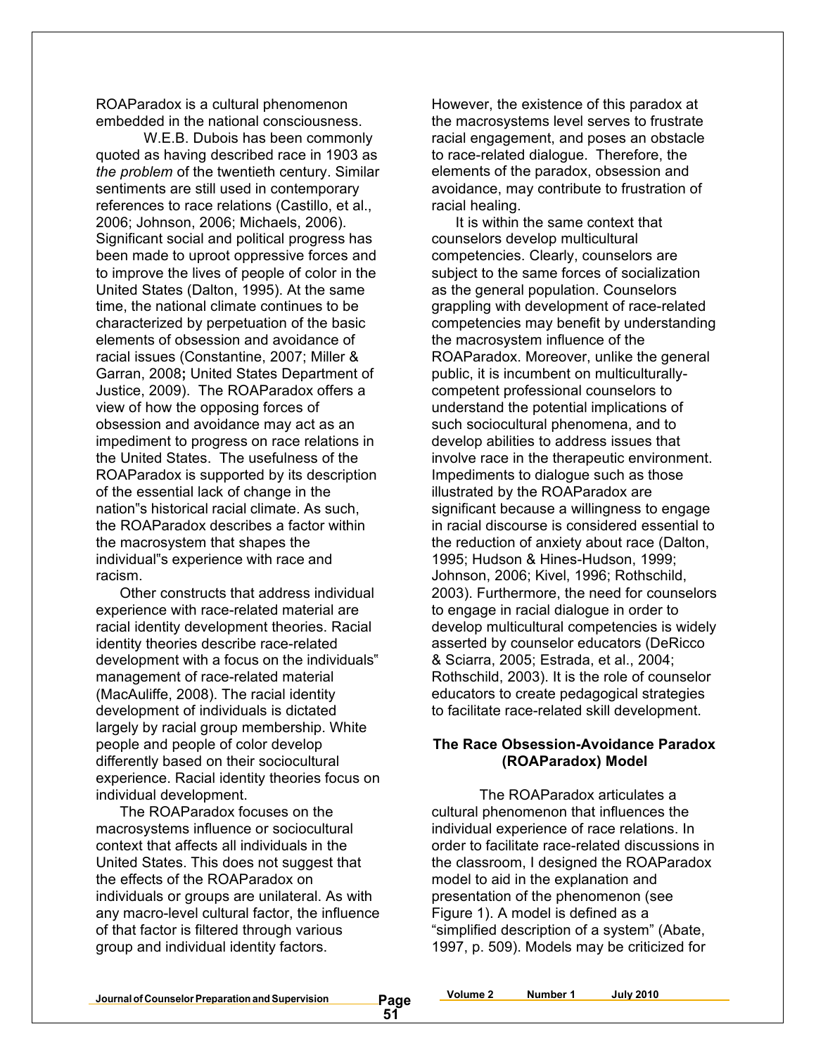ROAParadox is a cultural phenomenon embedded in the national consciousness.

W.E.B. Dubois has been commonly quoted as having described race in 1903 as *the problem* of the twentieth century. Similar sentiments are still used in contemporary references to race relations (Castillo, et al., 2006; Johnson, 2006; Michaels, 2006). Significant social and political progress has been made to uproot oppressive forces and to improve the lives of people of color in the United States (Dalton, 1995). At the same time, the national climate continues to be characterized by perpetuation of the basic elements of obsession and avoidance of racial issues (Constantine, 2007; Miller & Garran, 2008**;** United States Department of Justice, 2009). The ROAParadox offers a view of how the opposing forces of obsession and avoidance may act as an impediment to progress on race relations in the United States. The usefulness of the ROAParadox is supported by its description of the essential lack of change in the nation"s historical racial climate. As such, the ROAParadox describes a factor within the macrosystem that shapes the individual"s experience with race and racism.

Other constructs that address individual experience with race-related material are racial identity development theories. Racial identity theories describe race-related development with a focus on the individuals" management of race-related material (MacAuliffe, 2008). The racial identity development of individuals is dictated largely by racial group membership. White people and people of color develop differently based on their sociocultural experience. Racial identity theories focus on individual development.

The ROAParadox focuses on the macrosystems influence or sociocultural context that affects all individuals in the United States. This does not suggest that the effects of the ROAParadox on individuals or groups are unilateral. As with any macro-level cultural factor, the influence of that factor is filtered through various group and individual identity factors. However, the existence of this paradox at the macrosystems level serves to frustrate racial engagement, and poses an obstacle to race-related dialogue. Therefore, the elements of the paradox, obsession and avoidance, may contribute to frustration of racial healing.

It is within the same context that counselors develop multicultural competencies. Clearly, counselors are subject to the same forces of socialization as the general population. Counselors grappling with development of race-related competencies may benefit by understanding the macrosystem influence of the ROAParadox. Moreover, unlike the general public, it is incumbent on multiculturally-competent professional counselors to understand the potential implications of such sociocultural phenomena, and to develop abilities to address issues that involve race in the therapeutic environment. Impediments to dialogue such as those illustrated by the ROAParadox are significant because a willingness to engage in racial discourse is considered essential to the reduction of anxiety about race (Dalton, 1995; Hudson & Hines-Hudson, 1999; Johnson, 2006; Kivel, 1996; Rothschild, 2003). Furthermore, the need for counselors to engage in racial dialogue in order to develop multicultural competencies is widely asserted by counselor educators (DeRicco & Sciarra, 2005; Estrada, et al., 2004; Rothschild, 2003). It is the role of counselor educators to create pedagogical strategies to facilitate race-related skill development.

## The Race Obsession-Avoidance Paradox (ROAParadox) Model

The ROAParadox articulates a cultural phenomenon that influences the individual experience of race relations. In order to facilitate race-related discussions in the classroom, I designed the ROAParadox model to aid in the explanation and presentation of the phenomenon (see Figure 1). A model is defined as a "simplified description of a system" (Abate, 1997, p. 509). Models may be criticized for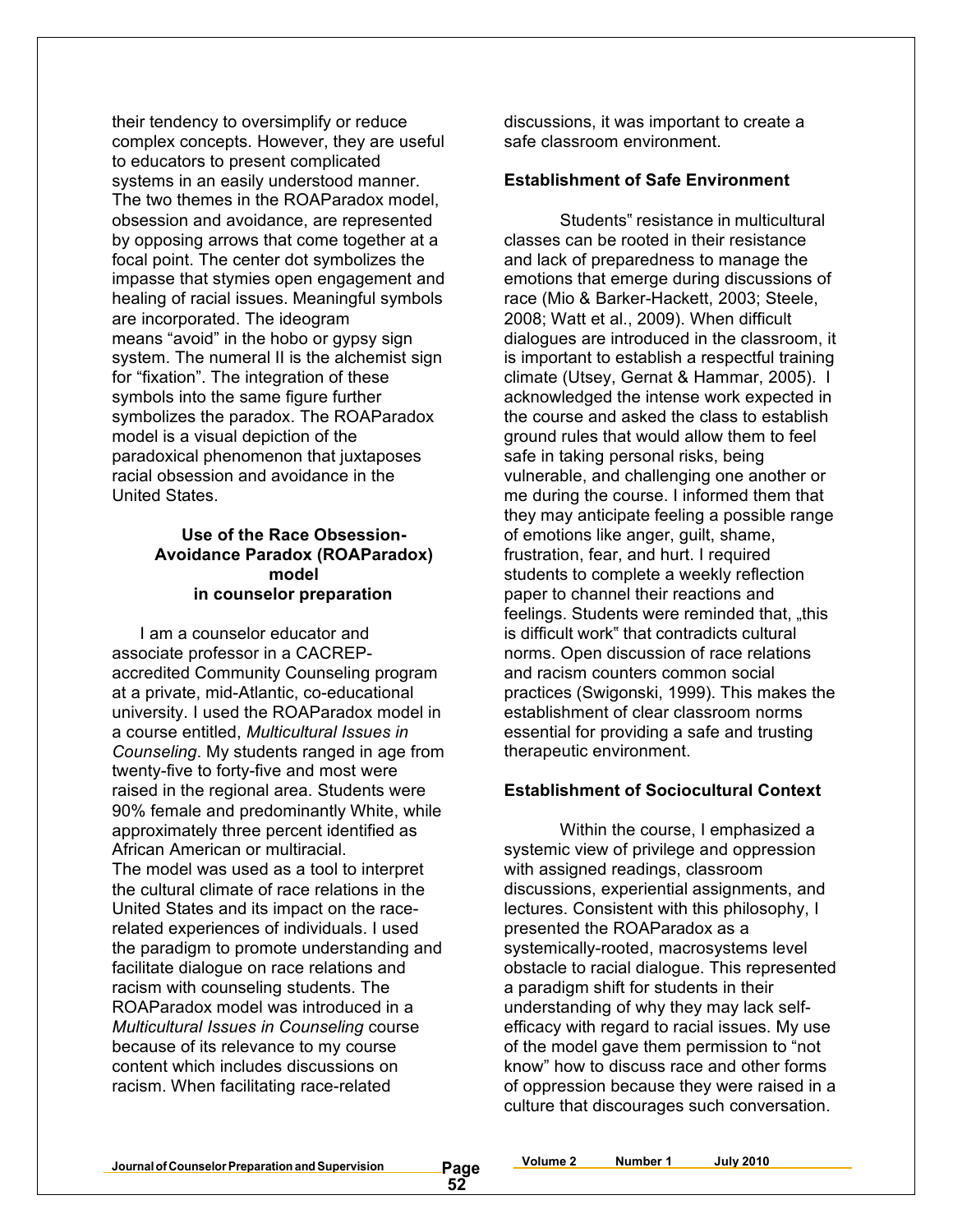their tendency to oversimplify or reduce complex concepts. However, they are useful to educators to present complicated systems in an easily understood manner. The two themes in the ROAParadox model, obsession and avoidance, are represented by opposing arrows that come together at a focal point. The center dot symbolizes the impasse that stymies open engagement and healing of racial issues. Meaningful symbols are incorporated. The ideogram means "avoid" in the hobo or gypsy sign system. The numeral II is the alchemist sign for "fixation". The integration of these symbols into the same figure further symbolizes the paradox. The ROAParadox model is a visual depiction of the paradoxical phenomenon that juxtaposes racial obsession and avoidance in the United States.

### Use of the Race Obsession-Avoidance Paradox (ROAParadox) model in counselor preparation

I am a counselor educator and associate professor in a CACREP-accredited Community Counseling program at a private, mid-Atlantic, co-educational university. I used the ROAParadox model in a course entitled, *Multicultural Issues in Counseling*. My students ranged in age from twenty-five to forty-five and most were raised in the regional area. Students were 90% female and predominantly White, while approximately three percent identified as African American or multiracial. The model was used as a tool to interpret the cultural climate of race relations in the United States and its impact on the race-related experiences of individuals. I used the paradigm to promote understanding and facilitate dialogue on race relations and racism with counseling students. The ROAParadox model was introduced in a *Multicultural Issues in Counseling* course because of its relevance to my course content which includes discussions on racism. When facilitating race-related discussions, it was important to create a safe classroom environment.

### Establishment of Safe Environment

Students‟ resistance in multicultural classes can be rooted in their resistance and lack of preparedness to manage the emotions that emerge during discussions of race (Mio & Barker-Hackett, 2003; Steele, 2008; Watt et al., 2009). When difficult dialogues are introduced in the classroom, it is important to establish a respectful training climate (Utsey, Gernat & Hammar, 2005). I acknowledged the intense work expected in the course and asked the class to establish ground rules that would allow them to feel safe in taking personal risks, being vulnerable, and challenging one another or me during the course. I informed them that they may anticipate feeling a possible range of emotions like anger, guilt, shame, frustration, fear, and hurt. I required students to complete a weekly reflection paper to channel their reactions and feelings. Students were reminded that, „this is difficult work‟ that contradicts cultural norms. Open discussion of race relations and racism counters common social practices (Swigonski, 1999). This makes the establishment of clear classroom norms essential for providing a safe and trusting therapeutic environment.

### Establishment of Sociocultural Context

Within the course, I emphasized a systemic view of privilege and oppression with assigned readings, classroom discussions, experiential assignments, and lectures. Consistent with this philosophy, I presented the ROAParadox as a systemically-rooted, macrosystems level obstacle to racial dialogue. This represented a paradigm shift for students in their understanding of why they may lack self-efficacy with regard to racial issues. My use of the model gave them permission to "not know" how to discuss race and other forms of oppression because they were raised in a culture that discourages such conversation.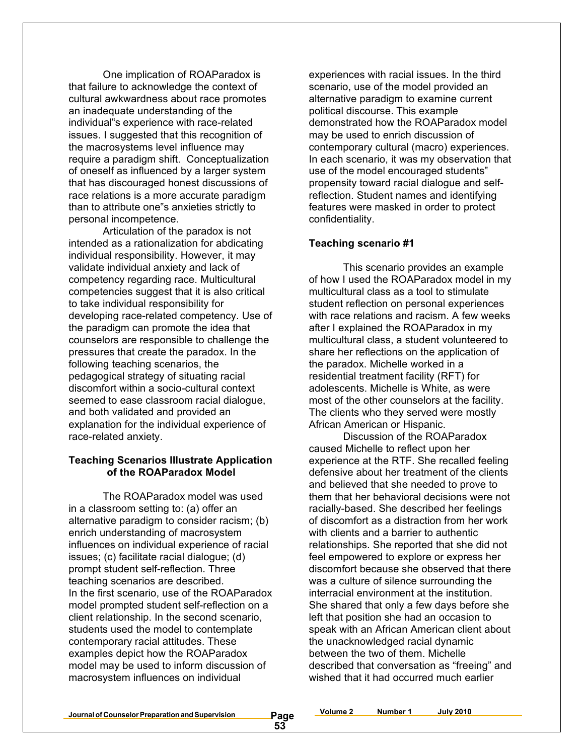One implication of ROAParadox is that failure to acknowledge the context of cultural awkwardness about race promotes an inadequate understanding of the individual‟s experience with race-related issues. I suggested that this recognition of the macrosystems level influence may require a paradigm shift. Conceptualization of oneself as influenced by a larger system that has discouraged honest discussions of race relations is a more accurate paradigm than to attribute one‟s anxieties strictly to personal incompetence.

Articulation of the paradox is not intended as a rationalization for abdicating individual responsibility. However, it may validate individual anxiety and lack of competency regarding race. Multicultural competencies suggest that it is also critical to take individual responsibility for developing race-related competency. Use of the paradigm can promote the idea that counselors are responsible to challenge the pressures that create the paradox. In the following teaching scenarios, the pedagogical strategy of situating racial discomfort within a socio-cultural context seemed to ease classroom racial dialogue, and both validated and provided an explanation for the individual experience of race-related anxiety.

**Teaching Scenarios Illustrate Application of the ROAParadox Model**

The ROAParadox model was used in a classroom setting to: (a) offer an alternative paradigm to consider racism; (b) enrich understanding of macrosystem influences on individual experience of racial issues; (c) facilitate racial dialogue; (d) prompt student self-reflection. Three teaching scenarios are described.
In the first scenario, use of the ROAParadox model prompted student self-reflection on a client relationship. In the second scenario, students used the model to contemplate contemporary racial attitudes. These examples depict how the ROAParadox model may be used to inform discussion of macrosystem influences on individual experiences with racial issues. In the third scenario, use of the model provided an alternative paradigm to examine current political discourse. This example demonstrated how the ROAParadox model may be used to enrich discussion of contemporary cultural (macro) experiences. In each scenario, it was my observation that use of the model encouraged students‟ propensity toward racial dialogue and self-reflection. Student names and identifying features were masked in order to protect confidentiality.

**Teaching scenario #1**

This scenario provides an example of how I used the ROAParadox model in my multicultural class as a tool to stimulate student reflection on personal experiences with race relations and racism. A few weeks after I explained the ROAParadox in my multicultural class, a student volunteered to share her reflections on the application of the paradox. Michelle worked in a residential treatment facility (RFT) for adolescents. Michelle is White, as were most of the other counselors at the facility. The clients who they served were mostly African American or Hispanic.

Discussion of the ROAParadox caused Michelle to reflect upon her experience at the RTF. She recalled feeling defensive about her treatment of the clients and believed that she needed to prove to them that her behavioral decisions were not racially-based. She described her feelings of discomfort as a distraction from her work with clients and a barrier to authentic relationships. She reported that she did not feel empowered to explore or express her discomfort because she observed that there was a culture of silence surrounding the interracial environment at the institution. She shared that only a few days before she left that position she had an occasion to speak with an African American client about the unacknowledged racial dynamic between the two of them. Michelle described that conversation as "freeing" and wished that it had occurred much earlier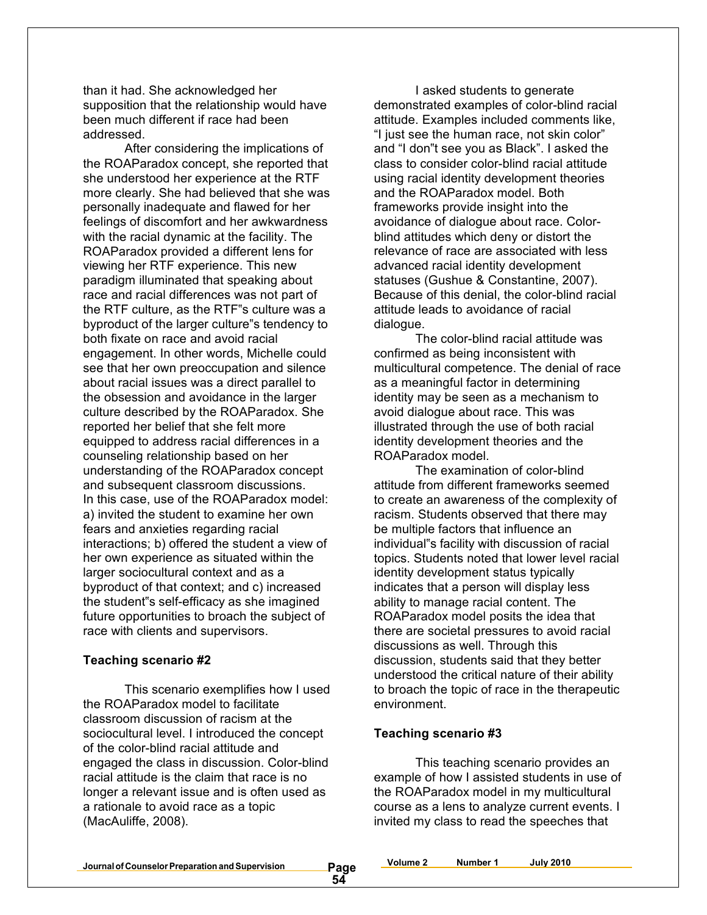than it had. She acknowledged her supposition that the relationship would have been much different if race had been addressed.

After considering the implications of the ROAParadox concept, she reported that she understood her experience at the RTF more clearly. She had believed that she was personally inadequate and flawed for her feelings of discomfort and her awkwardness with the racial dynamic at the facility. The ROAParadox provided a different lens for viewing her RTF experience. This new paradigm illuminated that speaking about race and racial differences was not part of the RTF culture, as the RTF"s culture was a byproduct of the larger culture"s tendency to both fixate on race and avoid racial engagement. In other words, Michelle could see that her own preoccupation and silence about racial issues was a direct parallel to the obsession and avoidance in the larger culture described by the ROAParadox. She reported her belief that she felt more equipped to address racial differences in a counseling relationship based on her understanding of the ROAParadox concept and subsequent classroom discussions. In this case, use of the ROAParadox model: a) invited the student to examine her own fears and anxieties regarding racial interactions; b) offered the student a view of her own experience as situated within the larger sociocultural context and as a byproduct of that context; and c) increased the student"s self-efficacy as she imagined future opportunities to broach the subject of race with clients and supervisors.

**Teaching scenario #2**

This scenario exemplifies how I used the ROAParadox model to facilitate classroom discussion of racism at the sociocultural level. I introduced the concept of the color-blind racial attitude and engaged the class in discussion. Color-blind racial attitude is the claim that race is no longer a relevant issue and is often used as a rationale to avoid race as a topic (MacAuliffe, 2008).

I asked students to generate demonstrated examples of color-blind racial attitude. Examples included comments like, "I just see the human race, not skin color" and "I don"t see you as Black". I asked the class to consider color-blind racial attitude using racial identity development theories and the ROAParadox model. Both frameworks provide insight into the avoidance of dialogue about race. Color-blind attitudes which deny or distort the relevance of race are associated with less advanced racial identity development statuses (Gushue & Constantine, 2007). Because of this denial, the color-blind racial attitude leads to avoidance of racial dialogue.

The color-blind racial attitude was confirmed as being inconsistent with multicultural competence. The denial of race as a meaningful factor in determining identity may be seen as a mechanism to avoid dialogue about race. This was illustrated through the use of both racial identity development theories and the ROAParadox model.

The examination of color-blind attitude from different frameworks seemed to create an awareness of the complexity of racism. Students observed that there may be multiple factors that influence an individual"s facility with discussion of racial topics. Students noted that lower level racial identity development status typically indicates that a person will display less ability to manage racial content. The ROAParadox model posits the idea that there are societal pressures to avoid racial discussions as well. Through this discussion, students said that they better understood the critical nature of their ability to broach the topic of race in the therapeutic environment.

**Teaching scenario #3**

This teaching scenario provides an example of how I assisted students in use of the ROAParadox model in my multicultural course as a lens to analyze current events. I invited my class to read the speeches that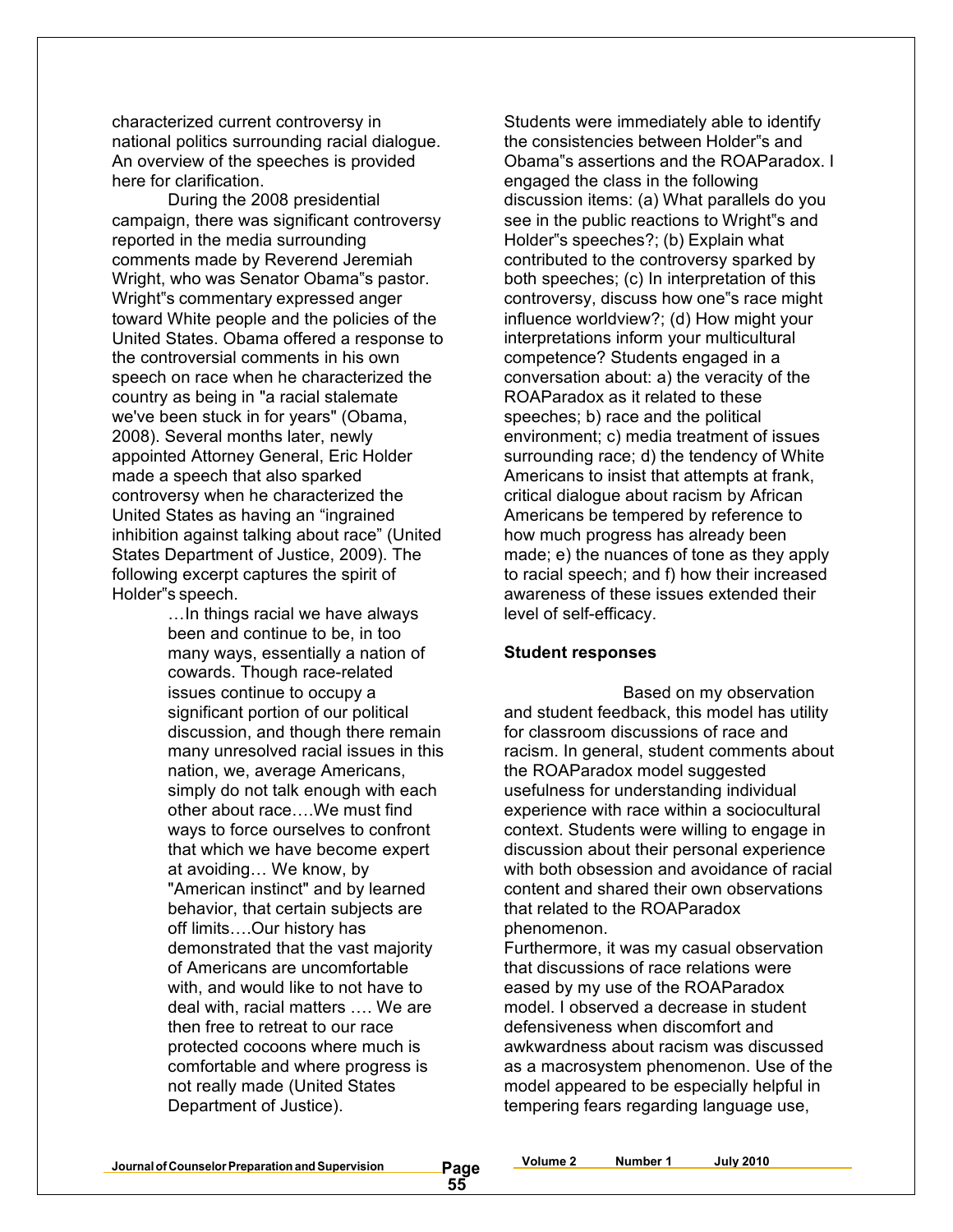characterized current controversy in national politics surrounding racial dialogue. An overview of the speeches is provided here for clarification.

During the 2008 presidential campaign, there was significant controversy reported in the media surrounding comments made by Reverend Jeremiah Wright, who was Senator Obama"s pastor. Wright"s commentary expressed anger toward White people and the policies of the United States. Obama offered a response to the controversial comments in his own speech on race when he characterized the country as being in "a racial stalemate we've been stuck in for years" (Obama, 2008). Several months later, newly appointed Attorney General, Eric Holder made a speech that also sparked controversy when he characterized the United States as having an "ingrained inhibition against talking about race" (United States Department of Justice, 2009). The following excerpt captures the spirit of Holder"s speech.

> …In things racial we have always been and continue to be, in too many ways, essentially a nation of cowards. Though race-related issues continue to occupy a significant portion of our political discussion, and though there remain many unresolved racial issues in this nation, we, average Americans, simply do not talk enough with each other about race….We must find ways to force ourselves to confront that which we have become expert at avoiding… We know, by "American instinct" and by learned behavior, that certain subjects are off limits….Our history has demonstrated that the vast majority of Americans are uncomfortable with, and would like to not have to deal with, racial matters …. We are then free to retreat to our race protected cocoons where much is comfortable and where progress is not really made (United States Department of Justice).

Students were immediately able to identify the consistencies between Holder"s and Obama"s assertions and the ROAParadox. I engaged the class in the following discussion items: (a) What parallels do you see in the public reactions to Wright"s and Holder"s speeches?; (b) Explain what contributed to the controversy sparked by both speeches; (c) In interpretation of this controversy, discuss how one"s race might influence worldview?; (d) How might your interpretations inform your multicultural competence? Students engaged in a conversation about: a) the veracity of the ROAParadox as it related to these speeches; b) race and the political environment; c) media treatment of issues surrounding race; d) the tendency of White Americans to insist that attempts at frank, critical dialogue about racism by African Americans be tempered by reference to how much progress has already been made; e) the nuances of tone as they apply to racial speech; and f) how their increased awareness of these issues extended their level of self-efficacy.

**Student responses**

Based on my observation and student feedback, this model has utility for classroom discussions of race and racism. In general, student comments about the ROAParadox model suggested usefulness for understanding individual experience with race within a sociocultural context. Students were willing to engage in discussion about their personal experience with both obsession and avoidance of racial content and shared their own observations that related to the ROAParadox phenomenon.

Furthermore, it was my casual observation that discussions of race relations were eased by my use of the ROAParadox model. I observed a decrease in student defensiveness when discomfort and awkwardness about racism was discussed as a macrosystem phenomenon. Use of the model appeared to be especially helpful in tempering fears regarding language use,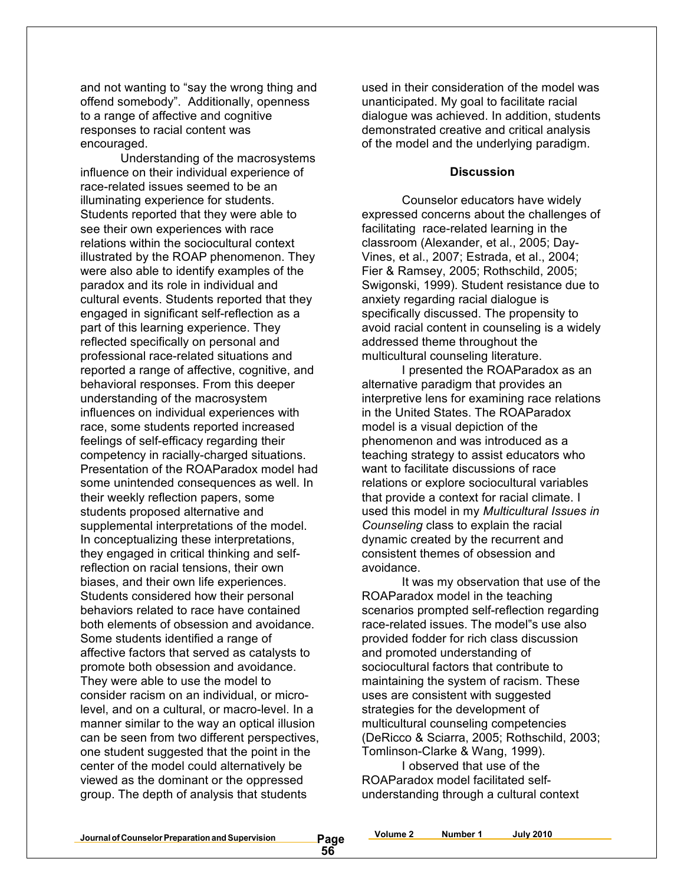and not wanting to "say the wrong thing and offend somebody". Additionally, openness to a range of affective and cognitive responses to racial content was encouraged.

Understanding of the macrosystems influence on their individual experience of race-related issues seemed to be an illuminating experience for students. Students reported that they were able to see their own experiences with race relations within the sociocultural context illustrated by the ROAP phenomenon. They were also able to identify examples of the paradox and its role in individual and cultural events. Students reported that they engaged in significant self-reflection as a part of this learning experience. They reflected specifically on personal and professional race-related situations and reported a range of affective, cognitive, and behavioral responses. From this deeper understanding of the macrosystem influences on individual experiences with race, some students reported increased feelings of self-efficacy regarding their competency in racially-charged situations. Presentation of the ROAParadox model had some unintended consequences as well. In their weekly reflection papers, some students proposed alternative and supplemental interpretations of the model. In conceptualizing these interpretations, they engaged in critical thinking and self-reflection on racial tensions, their own biases, and their own life experiences. Students considered how their personal behaviors related to race have contained both elements of obsession and avoidance. Some students identified a range of affective factors that served as catalysts to promote both obsession and avoidance. They were able to use the model to consider racism on an individual, or micro-level, and on a cultural, or macro-level. In a manner similar to the way an optical illusion can be seen from two different perspectives, one student suggested that the point in the center of the model could alternatively be viewed as the dominant or the oppressed group. The depth of analysis that students used in their consideration of the model was unanticipated. My goal to facilitate racial dialogue was achieved. In addition, students demonstrated creative and critical analysis of the model and the underlying paradigm.

### Discussion

Counselor educators have widely expressed concerns about the challenges of facilitating race-related learning in the classroom (Alexander, et al., 2005; Day-Vines, et al., 2007; Estrada, et al., 2004; Fier & Ramsey, 2005; Rothschild, 2005; Swigonski, 1999). Student resistance due to anxiety regarding racial dialogue is specifically discussed. The propensity to avoid racial content in counseling is a widely addressed theme throughout the multicultural counseling literature.

I presented the ROAParadox as an alternative paradigm that provides an interpretive lens for examining race relations in the United States. The ROAParadox model is a visual depiction of the phenomenon and was introduced as a teaching strategy to assist educators who want to facilitate discussions of race relations or explore sociocultural variables that provide a context for racial climate. I used this model in my *Multicultural Issues in Counseling* class to explain the racial dynamic created by the recurrent and consistent themes of obsession and avoidance.

It was my observation that use of the ROAParadox model in the teaching scenarios prompted self-reflection regarding race-related issues. The model"s use also provided fodder for rich class discussion and promoted understanding of sociocultural factors that contribute to maintaining the system of racism. These uses are consistent with suggested strategies for the development of multicultural counseling competencies (DeRicco & Sciarra, 2005; Rothschild, 2003; Tomlinson-Clarke & Wang, 1999).

I observed that use of the ROAParadox model facilitated self-understanding through a cultural context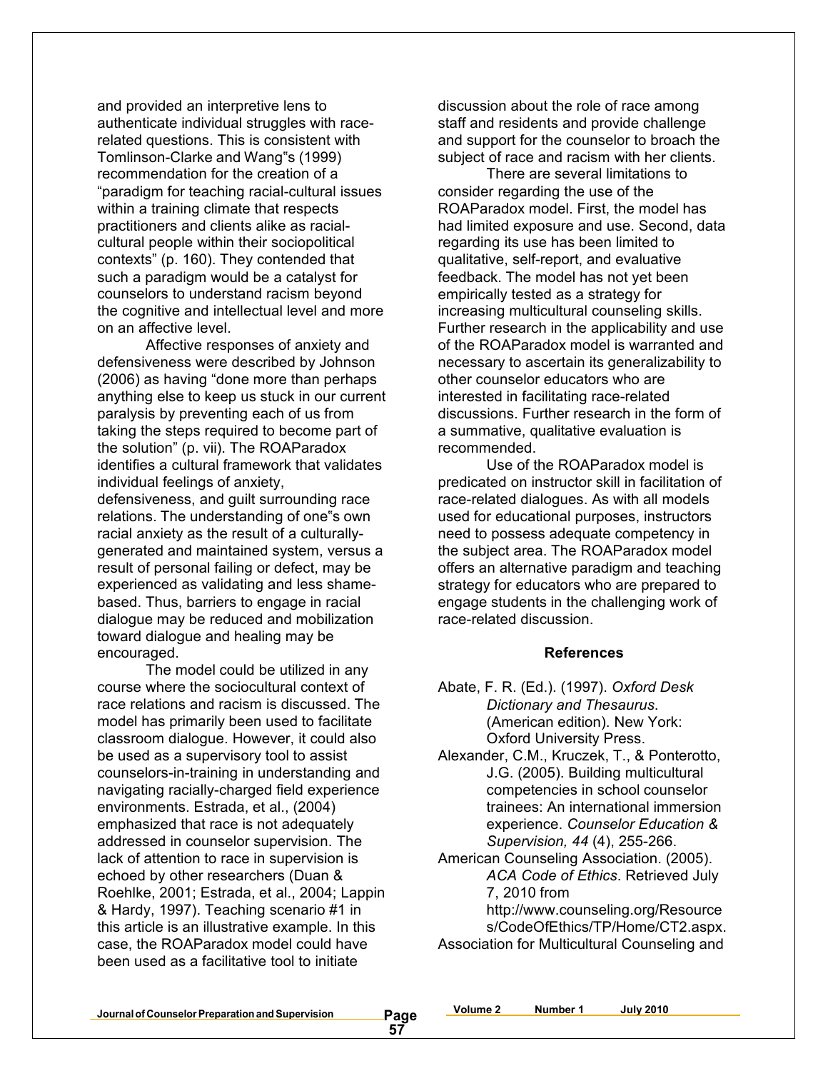and provided an interpretive lens to authenticate individual struggles with race-related questions. This is consistent with Tomlinson-Clarke and Wang"s (1999) recommendation for the creation of a "paradigm for teaching racial-cultural issues within a training climate that respects practitioners and clients alike as racial-cultural people within their sociopolitical contexts" (p. 160). They contended that such a paradigm would be a catalyst for counselors to understand racism beyond the cognitive and intellectual level and more on an affective level.

Affective responses of anxiety and defensiveness were described by Johnson (2006) as having "done more than perhaps anything else to keep us stuck in our current paralysis by preventing each of us from taking the steps required to become part of the solution" (p. vii). The ROAParadox identifies a cultural framework that validates individual feelings of anxiety, defensiveness, and guilt surrounding race relations. The understanding of one"s own racial anxiety as the result of a culturally-generated and maintained system, versus a result of personal failing or defect, may be experienced as validating and less shame-based. Thus, barriers to engage in racial dialogue may be reduced and mobilization toward dialogue and healing may be encouraged.

The model could be utilized in any course where the sociocultural context of race relations and racism is discussed. The model has primarily been used to facilitate classroom dialogue. However, it could also be used as a supervisory tool to assist counselors-in-training in understanding and navigating racially-charged field experience environments. Estrada, et al., (2004) emphasized that race is not adequately addressed in counselor supervision. The lack of attention to race in supervision is echoed by other researchers (Duan & Roehlke, 2001; Estrada, et al., 2004; Lappin & Hardy, 1997). Teaching scenario #1 in this article is an illustrative example. In this case, the ROAParadox model could have been used as a facilitative tool to initiate discussion about the role of race among staff and residents and provide challenge and support for the counselor to broach the subject of race and racism with her clients.

There are several limitations to consider regarding the use of the ROAParadox model. First, the model has had limited exposure and use. Second, data regarding its use has been limited to qualitative, self-report, and evaluative feedback. The model has not yet been empirically tested as a strategy for increasing multicultural counseling skills. Further research in the applicability and use of the ROAParadox model is warranted and necessary to ascertain its generalizability to other counselor educators who are interested in facilitating race-related discussions. Further research in the form of a summative, qualitative evaluation is recommended.

Use of the ROAParadox model is predicated on instructor skill in facilitation of race-related dialogues. As with all models used for educational purposes, instructors need to possess adequate competency in the subject area. The ROAParadox model offers an alternative paradigm and teaching strategy for educators who are prepared to engage students in the challenging work of race-related discussion.

## References

Abate, F. R. (Ed.). (1997). *Oxford Desk Dictionary and Thesaurus*. (American edition). New York: Oxford University Press.

Alexander, C.M., Kruczek, T., & Ponterotto, J.G. (2005). Building multicultural competencies in school counselor trainees: An international immersion experience. *Counselor Education & Supervision, 44* (4), 255-266.

American Counseling Association. (2005). *ACA Code of Ethics*. Retrieved July 7, 2010 from http://www.counseling.org/Resources/CodeOfEthics/TP/Home/CT2.aspx.

Association for Multicultural Counseling and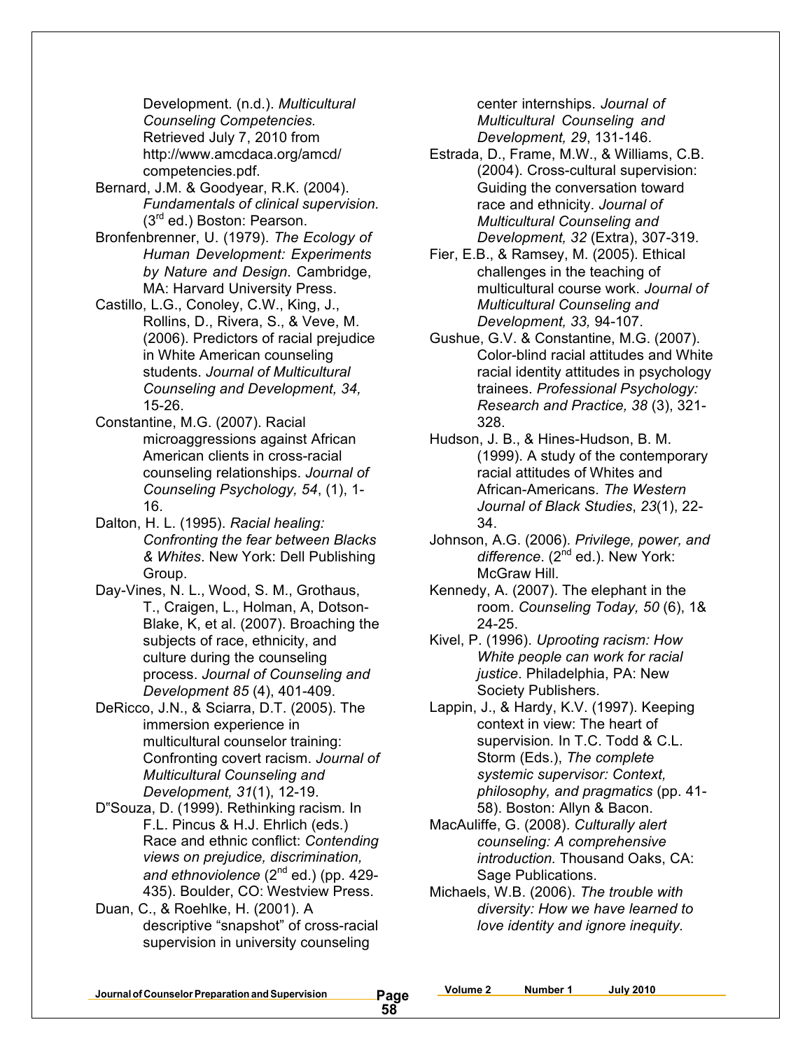Development. (n.d.). *Multicultural Counseling Competencies.* Retrieved July 7, 2010 from http://www.amcdaca.org/amcd/competencies.pdf.

Bernard, J.M. & Goodyear, R.K. (2004). *Fundamentals of clinical supervision.* (3rd ed.) Boston: Pearson.

Bronfenbrenner, U. (1979). *The Ecology of Human Development: Experiments by Nature and Design*. Cambridge, MA: Harvard University Press.

Castillo, L.G., Conoley, C.W., King, J., Rollins, D., Rivera, S., & Veve, M. (2006). Predictors of racial prejudice in White American counseling students. *Journal of Multicultural Counseling and Development, 34,* 15-26.

Constantine, M.G. (2007). Racial microaggressions against African American clients in cross-racial counseling relationships. *Journal of Counseling Psychology, 54*, (1), 1-16.

Dalton, H. L. (1995). *Racial healing: Confronting the fear between Blacks & Whites*. New York: Dell Publishing Group.

Day-Vines, N. L., Wood, S. M., Grothaus, T., Craigen, L., Holman, A, Dotson-Blake, K, et al. (2007). Broaching the subjects of race, ethnicity, and culture during the counseling process. *Journal of Counseling and Development 85* (4), 401-409.

DeRicco, J.N., & Sciarra, D.T. (2005). The immersion experience in multicultural counselor training: Confronting covert racism. *Journal of Multicultural Counseling and Development, 31*(1), 12-19.

D"Souza, D. (1999). Rethinking racism. In F.L. Pincus & H.J. Ehrlich (eds.) Race and ethnic conflict: *Contending views on prejudice, discrimination, and ethnoviolence* (2nd ed.) (pp. 429-435). Boulder, CO: Westview Press.

Duan, C., & Roehlke, H. (2001). A descriptive "snapshot" of cross-racial supervision in university counseling center internships. *Journal of Multicultural Counseling and Development, 29*, 131-146.

Estrada, D., Frame, M.W., & Williams, C.B. (2004). Cross-cultural supervision: Guiding the conversation toward race and ethnicity. *Journal of Multicultural Counseling and Development, 32* (Extra), 307-319.

Fier, E.B., & Ramsey, M. (2005). Ethical challenges in the teaching of multicultural course work. *Journal of Multicultural Counseling and Development, 33,* 94-107.

Gushue, G.V. & Constantine, M.G. (2007). Color-blind racial attitudes and White racial identity attitudes in psychology trainees. *Professional Psychology: Research and Practice, 38* (3), 321-328.

Hudson, J. B., & Hines-Hudson, B. M. (1999). A study of the contemporary racial attitudes of Whites and African-Americans. *The Western Journal of Black Studies*, *23*(1), 22-34.

Johnson, A.G. (2006). *Privilege, power, and difference*. (2nd ed.). New York: McGraw Hill.

Kennedy, A. (2007). The elephant in the room. *Counseling Today, 50* (6), 1& 24-25.

Kivel, P. (1996). *Uprooting racism: How White people can work for racial justice*. Philadelphia, PA: New Society Publishers.

Lappin, J., & Hardy, K.V. (1997). Keeping context in view: The heart of supervision*.* In T.C. Todd & C.L. Storm (Eds.), *The complete systemic supervisor: Context, philosophy, and pragmatics* (pp. 41-58). Boston: Allyn & Bacon.

MacAuliffe, G. (2008). *Culturally alert counseling: A comprehensive introduction.* Thousand Oaks, CA: Sage Publications.

Michaels, W.B. (2006). *The trouble with diversity: How we have learned to love identity and ignore inequity.*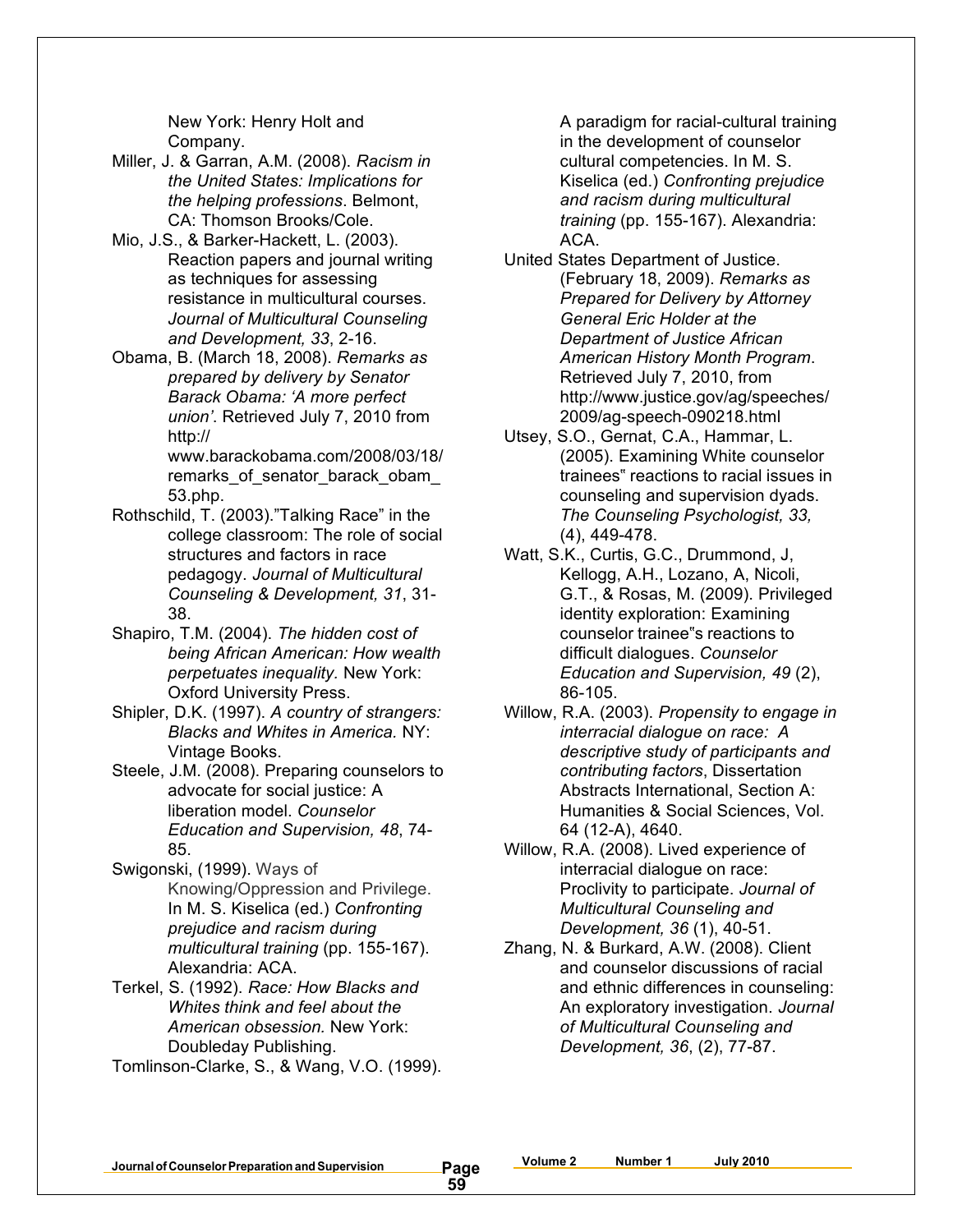New York: Henry Holt and Company.

Miller, J. & Garran, A.M. (2008). *Racism in the United States: Implications for the helping professions*. Belmont, CA: Thomson Brooks/Cole.

Mio, J.S., & Barker-Hackett, L. (2003). Reaction papers and journal writing as techniques for assessing resistance in multicultural courses. *Journal of Multicultural Counseling and Development, 33*, 2-16.

Obama, B. (March 18, 2008). *Remarks as prepared by delivery by Senator Barack Obama: 'A more perfect union'*. Retrieved July 7, 2010 from http://www.barackobama.com/2008/03/18/remarks_of_senator_barack_obam_53.php.

Rothschild, T. (2003)."Talking Race" in the college classroom: The role of social structures and factors in race pedagogy. *Journal of Multicultural Counseling & Development, 31*, 31-38.

Shapiro, T.M. (2004). *The hidden cost of being African American: How wealth perpetuates inequality.* New York: Oxford University Press.

Shipler, D.K. (1997). *A country of strangers: Blacks and Whites in America.* NY: Vintage Books.

Steele, J.M. (2008). Preparing counselors to advocate for social justice: A liberation model. *Counselor Education and Supervision, 48*, 74-85.

Swigonski, (1999). Ways of Knowing/Oppression and Privilege. In M. S. Kiselica (ed.) *Confronting prejudice and racism during multicultural training* (pp. 155-167). Alexandria: ACA.

Terkel, S. (1992). *Race: How Blacks and Whites think and feel about the American obsession.* New York: Doubleday Publishing.

Tomlinson-Clarke, S., & Wang, V.O. (1999). A paradigm for racial-cultural training in the development of counselor cultural competencies. In M. S. Kiselica (ed.) *Confronting prejudice and racism during multicultural training* (pp. 155-167). Alexandria: ACA.

United States Department of Justice. (February 18, 2009). *Remarks as Prepared for Delivery by Attorney General Eric Holder at the Department of Justice African American History Month Program*. Retrieved July 7, 2010, from http://www.justice.gov/ag/speeches/2009/ag-speech-090218.html

Utsey, S.O., Gernat, C.A., Hammar, L. (2005). Examining White counselor trainees" reactions to racial issues in counseling and supervision dyads. *The Counseling Psychologist, 33,* (4), 449-478.

Watt, S.K., Curtis, G.C., Drummond, J, Kellogg, A.H., Lozano, A, Nicoli, G.T., & Rosas, M. (2009). Privileged identity exploration: Examining counselor trainee"s reactions to difficult dialogues. *Counselor Education and Supervision, 49* (2), 86-105.

Willow, R.A. (2003). *Propensity to engage in interracial dialogue on race: A descriptive study of participants and contributing factors*, Dissertation Abstracts International, Section A: Humanities & Social Sciences, Vol. 64 (12-A), 4640.

Willow, R.A. (2008). Lived experience of interracial dialogue on race: Proclivity to participate. *Journal of Multicultural Counseling and Development, 36* (1), 40-51.

Zhang, N. & Burkard, A.W. (2008). Client and counselor discussions of racial and ethnic differences in counseling: An exploratory investigation. *Journal of Multicultural Counseling and Development, 36*, (2), 77-87.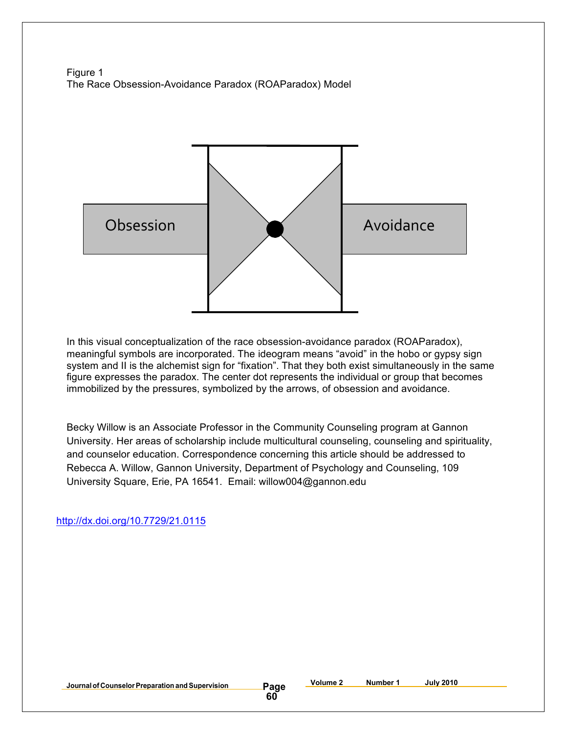Figure 1
The Race Obsession-Avoidance Paradox (ROAParadox) Model

Obsession

Avoidance

In this visual conceptualization of the race obsession-avoidance paradox (ROAParadox), meaningful symbols are incorporated. The ideogram means “avoid” in the hobo or gypsy sign system and II is the alchemist sign for “fixation”. That they both exist simultaneously in the same figure expresses the paradox. The center dot represents the individual or group that becomes immobilized by the pressures, symbolized by the arrows, of obsession and avoidance.

Becky Willow is an Associate Professor in the Community Counseling program at Gannon University. Her areas of scholarship include multicultural counseling, counseling and spirituality, and counselor education. Correspondence concerning this article should be addressed to Rebecca A. Willow, Gannon University, Department of Psychology and Counseling, 109 University Square, Erie, PA 16541. Email: willow004@gannon.edu

http://dx.doi.org/10.7729/21.0115